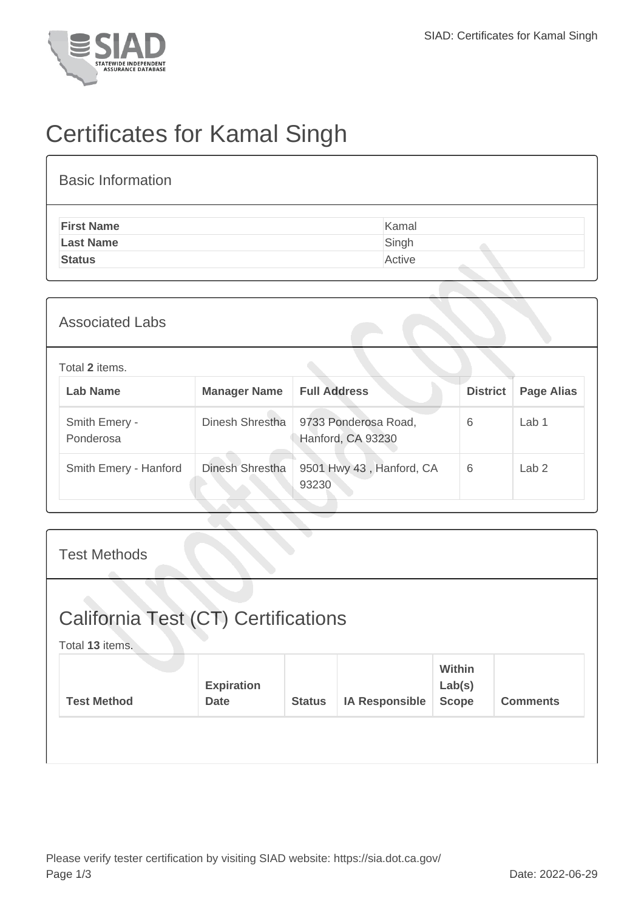# Certificates for Kamal Singh

## Basic Information

| | |
|---|---|
| **First Name** | Kamal |
| **Last Name** | Singh |
| **Status** | Active |

## Associated Labs

Total **2** items.

| Lab Name | Manager Name | Full Address | District | Page Alias |
|---|---|---|---|---|
| Smith Emery - Ponderosa | Dinesh Shrestha | 9733 Ponderosa Road, Hanford, CA 93230 | 6 | Lab 1 |
| Smith Emery - Hanford | Dinesh Shrestha | 9501 Hwy 43 , Hanford, CA 93230 | 6 | Lab 2 |

## Test Methods

## California Test (CT) Certifications

Total **13** items.

| Test Method | Expiration Date | Status | IA Responsible | Within Lab(s) Scope | Comments |
|---|---|---|---|---|---|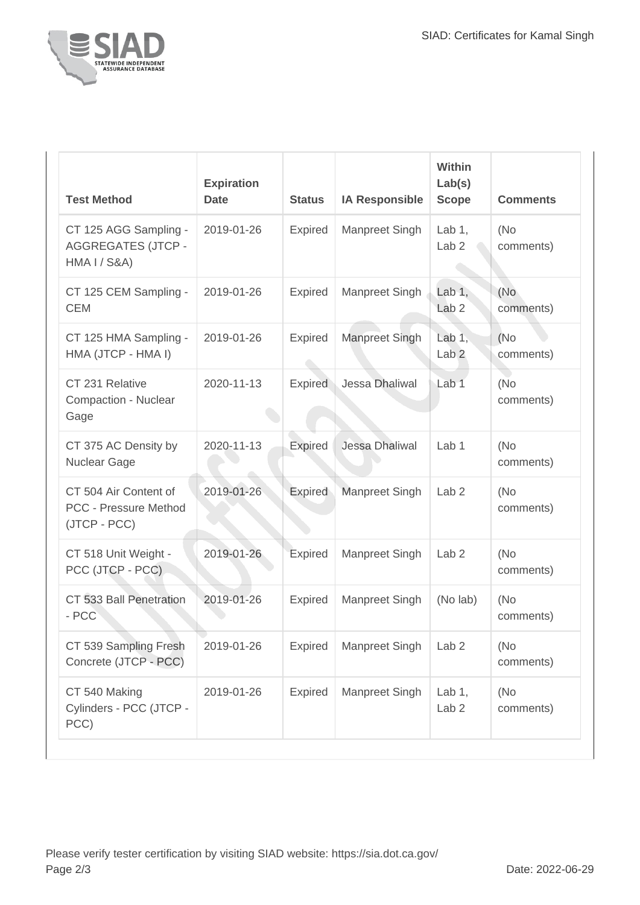| Test Method | Expiration Date | Status | IA Responsible | Within Lab(s) Scope | Comments |
| --- | --- | --- | --- | --- | --- |
| CT 125 AGG Sampling - AGGREGATES (JTCP - HMA I / S&A) | 2019-01-26 | Expired | Manpreet Singh | Lab 1, Lab 2 | (No comments) |
| CT 125 CEM Sampling - CEM | 2019-01-26 | Expired | Manpreet Singh | Lab 1, Lab 2 | (No comments) |
| CT 125 HMA Sampling - HMA (JTCP - HMA I) | 2019-01-26 | Expired | Manpreet Singh | Lab 1, Lab 2 | (No comments) |
| CT 231 Relative Compaction - Nuclear Gage | 2020-11-13 | Expired | Jessa Dhaliwal | Lab 1 | (No comments) |
| CT 375 AC Density by Nuclear Gage | 2020-11-13 | Expired | Jessa Dhaliwal | Lab 1 | (No comments) |
| CT 504 Air Content of PCC - Pressure Method (JTCP - PCC) | 2019-01-26 | Expired | Manpreet Singh | Lab 2 | (No comments) |
| CT 518 Unit Weight - PCC (JTCP - PCC) | 2019-01-26 | Expired | Manpreet Singh | Lab 2 | (No comments) |
| CT 533 Ball Penetration - PCC | 2019-01-26 | Expired | Manpreet Singh | (No lab) | (No comments) |
| CT 539 Sampling Fresh Concrete (JTCP - PCC) | 2019-01-26 | Expired | Manpreet Singh | Lab 2 | (No comments) |
| CT 540 Making Cylinders - PCC (JTCP - PCC) | 2019-01-26 | Expired | Manpreet Singh | Lab 1, Lab 2 | (No comments) |

Please verify tester certification by visiting SIAD website: https://sia.dot.ca.gov/

Date: 2022-06-29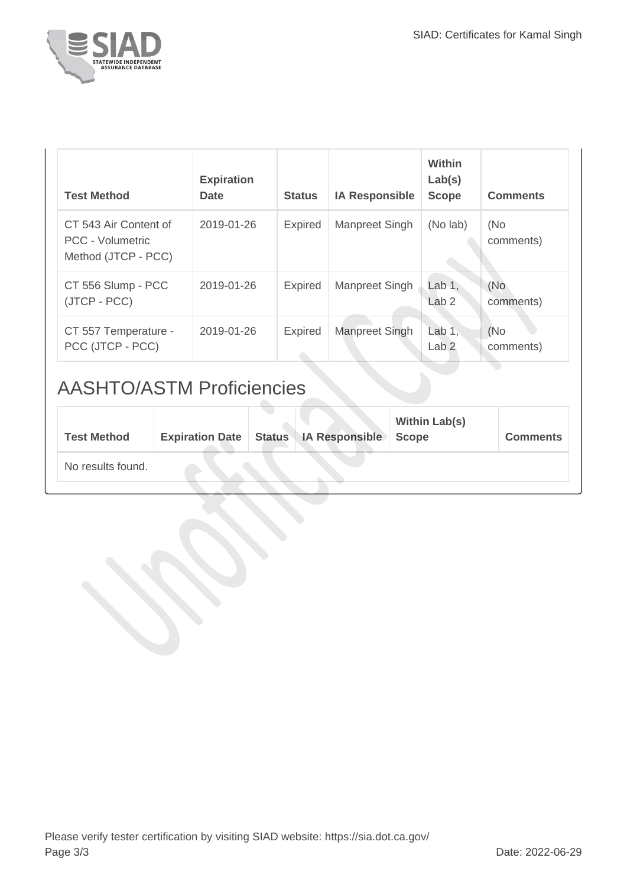| Test Method | Expiration Date | Status | IA Responsible | Within Lab(s) Scope | Comments |
| --- | --- | --- | --- | --- | --- |
| CT 543 Air Content of PCC - Volumetric Method (JTCP - PCC) | 2019-01-26 | Expired | Manpreet Singh | (No lab) | (No comments) |
| CT 556 Slump - PCC (JTCP - PCC) | 2019-01-26 | Expired | Manpreet Singh | Lab 1, Lab 2 | (No comments) |
| CT 557 Temperature - PCC (JTCP - PCC) | 2019-01-26 | Expired | Manpreet Singh | Lab 1, Lab 2 | (No comments) |

## AASHTO/ASTM Proficiencies

| Test Method | Expiration Date | Status | IA Responsible | Within Lab(s) Scope | Comments |
| --- | --- | --- | --- | --- | --- |
| No results found. | | | | | |

Please verify tester certification by visiting SIAD website: https://sia.dot.ca.gov/

Date: 2022-06-29